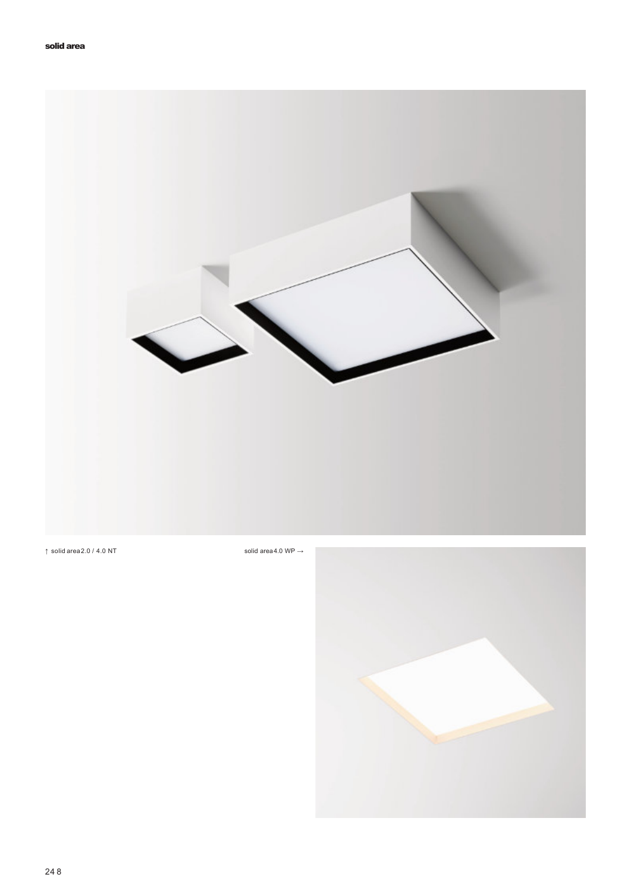**solid area**

↑ solid area 2.0 / 4.0 NT

solid area 4.0 WP →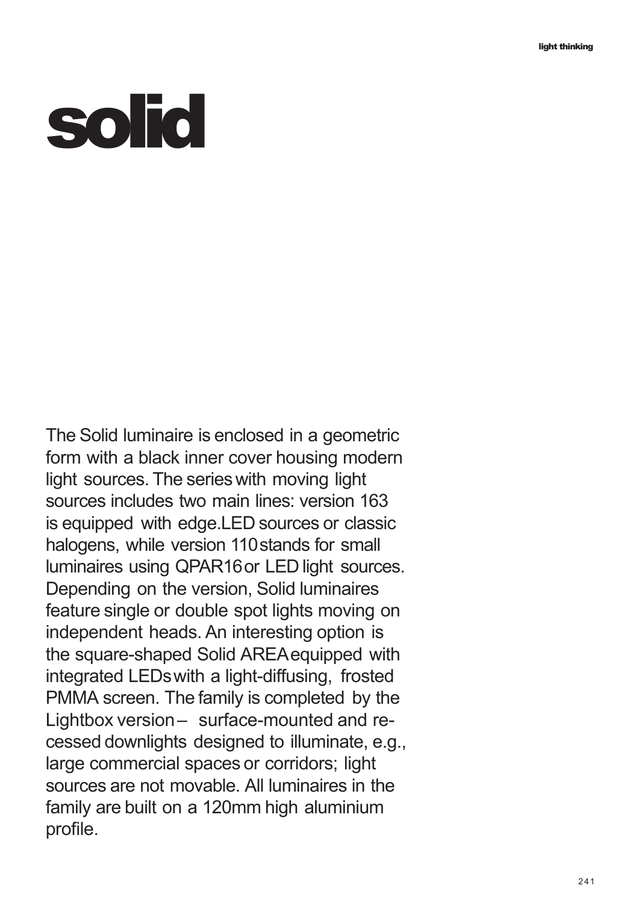# solid

The Solid luminaire is enclosed in a geometric form with a black inner cover housing modern light sources. The series with moving light sources includes two main lines: version 163 is equipped with edge.LED sources or classic halogens, while version 110 stands for small luminaires using QPAR16 or LED light sources. Depending on the version, Solid luminaires feature single or double spot lights moving on independent heads. An interesting option is the square-shaped Solid AREA equipped with integrated LEDs with a light-diffusing, frosted PMMA screen. The family is completed by the Lightbox version – surface-mounted and recessed downlights designed to illuminate, e.g., large commercial spaces or corridors; light sources are not movable. All luminaires in the family are built on a 120mm high aluminium profile.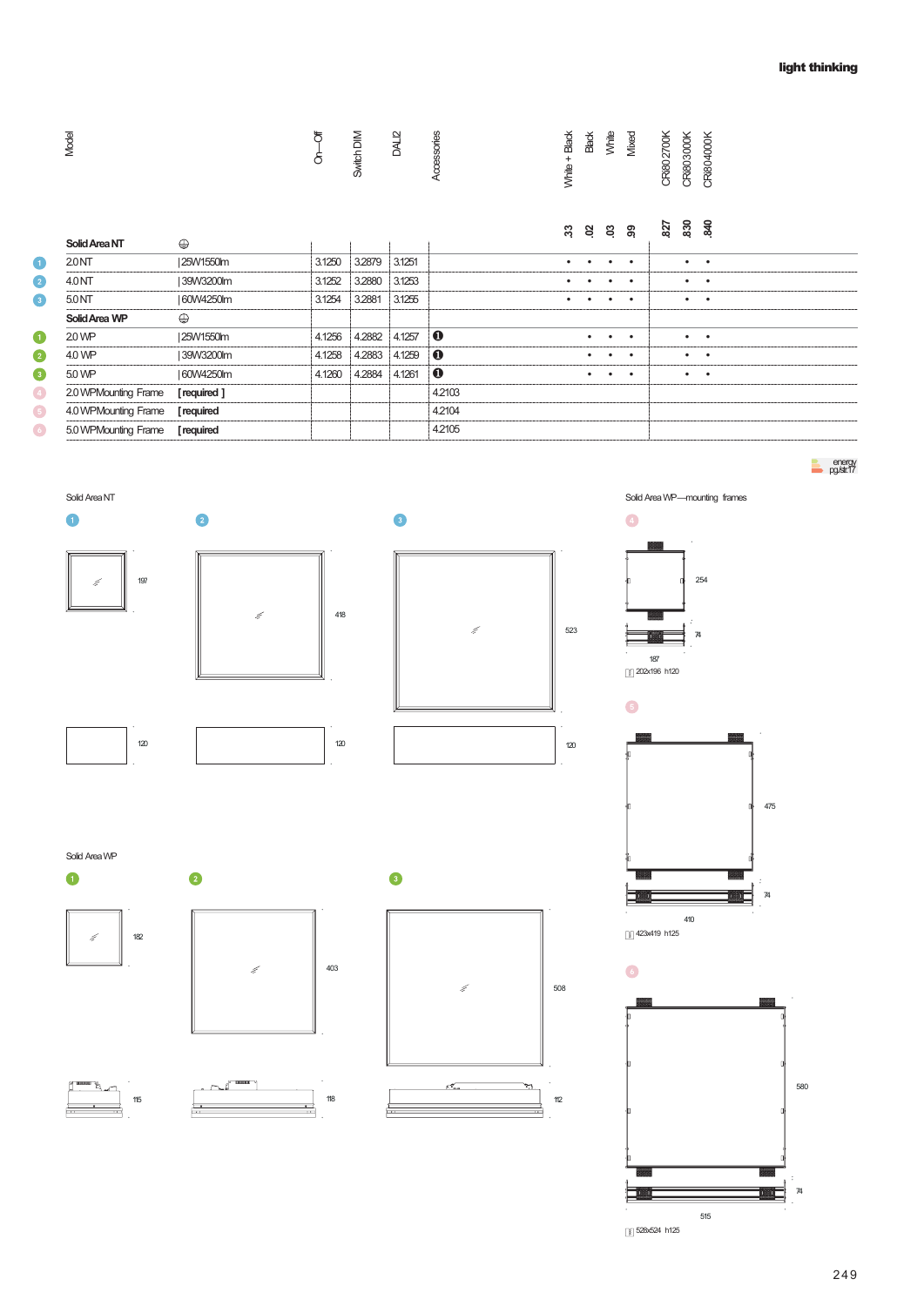| | Model | | On—Off | Switch DIM | DALI2 | Accessories | White + Black | Black | White | Mixed | CRI80 2700K | CRI80 3000K | CRI80 4000K |
|---|---|---|---|---|---|---|---|---|---|---|---|---|---|
| | | | | | | | .33 | .02 | .03 | .99 | .827 | .830 | .840 |
| | **Solid Area NT** | ⊕ | | | | | | | | | | | |
| 1 | 2.0 NT | \| 25W 1550lm | 3.1250 | 3.2879 | 3.1251 | | • | • | • | • | | • | • |
| 2 | 4.0 NT | \| 39W 3200lm | 3.1252 | 3.2880 | 3.1253 | | • | • | • | • | | • | • |
| 3 | 5.0 NT | \| 60W 4250lm | 3.1254 | 3.2881 | 3.1255 | | • | • | • | • | | • | • |
| | **Solid Area WP** | ⊕ | | | | | | | | | | | |
| 1 | 2.0 WP | \| 25W 1550lm | 4.1256 | 4.2882 | 4.1257 | ❶ | | • | • | • | | • | • |
| 2 | 4.0 WP | \| 39W 3200lm | 4.1258 | 4.2883 | 4.1259 | ❶ | | • | • | • | | • | • |
| 3 | 5.0 WP | \| 60W 4250lm | 4.1260 | 4.2884 | 4.1261 | ❶ | | • | • | • | | • | • |
| 4 | 2.0 WP Mounting Frame | **[ required ]** | | | | 4.2103 | | | | | | | |
| 5 | 4.0 WP Mounting Frame | **[ required** | | | | 4.2104 | | | | | | | |
| 6 | 5.0 WP Mounting Frame | **[ required** | | | | 4.2105 | | | | | | | |

energy pg./str.17

Solid Area NT

1: 197, 120

2: 418, 120

3: 523, 120

Solid Area WP

1: 182, 115

2: 403, 118

3: 508, 112

Solid Area WP—mounting frames

4: 254, 74, 187 — 202x196 h120

5: 475, 74, 410 — 423x419 h125

6: 580, 74, 515 — 528x524 h125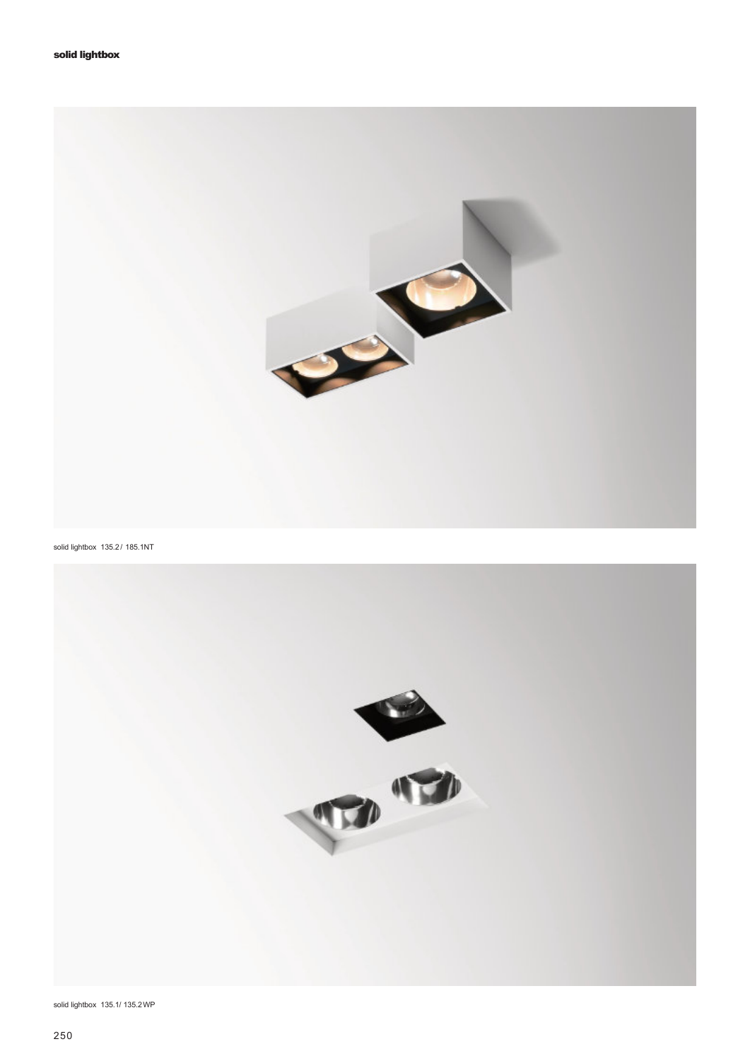**solid lightbox**

solid lightbox 135.2 / 185.1NT

solid lightbox 135.1/ 135.2WP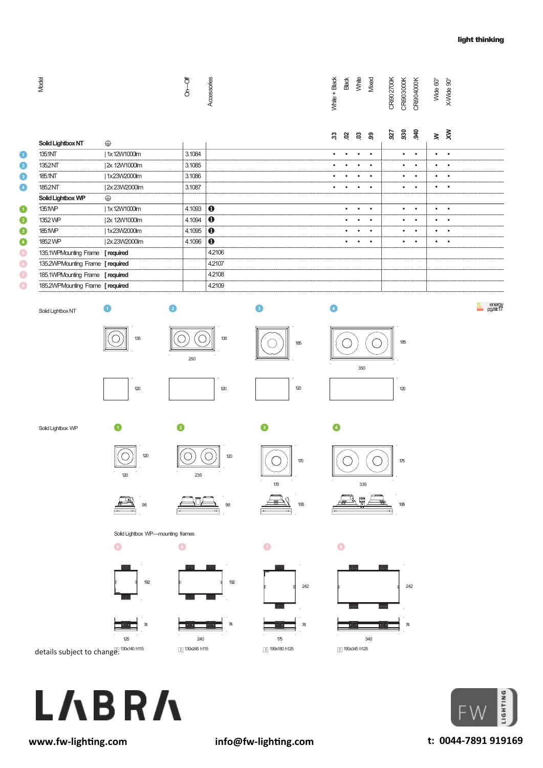light thinking

| | Model | | On—Off | Accessories | White + Black | Black | White | Mixed | CRI90 2700K | CRI90 3000K | CRI90 4000K | Wide 60° | X-Wide 90° |
|---|---|---|---|---|---|---|---|---|---|---|---|---|---|
| | | | | | .33 | .02 | .03 | .99 | .927 | .930 | .940 | .W | .XW |
| | **Solid Lightbox NT** | ⊕ | | | | | | | | | | | |
| 1 | 135.1NT | 1x 12W 1000lm | 3.1084 | | • | • | • | • | | • | • | • | • |
| 2 | 135.2NT | 2x 12W 1000lm | 3.1085 | | • | • | • | • | | • | • | • | • |
| 3 | 185.1NT | 1x 23W 2000lm | 3.1086 | | • | • | • | • | | • | • | • | • |
| 4 | 185.2NT | 2x 23W 2000lm | 3.1087 | | • | • | • | • | | • | • | • | • |
| | **Solid Lightbox WP** | ⊕ | | | | | | | | | | | |
| 1 | 135.1WP | 1x 12W 1000lm | 4.1093 | ❶ | | • | • | • | | • | • | • | • |
| 2 | 135.2 WP | 2x 12W 1000lm | 4.1094 | ❶ | | • | • | • | | • | • | • | • |
| 3 | 185.1WP | 1x 23W 2000lm | 4.1095 | ❶ | | • | • | • | | • | • | • | • |
| 4 | 185.2 WP | 2x 23W 2000lm | 4.1096 | ❶ | | • | • | • | | • | • | • | • |
| 5 | 135.1WP Mounting Frame | [ required | | 4.2106 | | | | | | | | | |
| 6 | 135.2WP Mounting Frame | [ required | | 4.2107 | | | | | | | | | |
| 7 | 185.1WP Mounting Frame | [ required | | 4.2108 | | | | | | | | | |
| 8 | 185.2WP Mounting Frame | [ required | | 4.2109 | | | | | | | | | |

energy pg.tsl.17

Solid Lightbox NT

1: 135, 120
2: 250, 135, 120
3: 185, 120
4: 350, 185, 120

Solid Lightbox WP

1: 120, 120, 98
2: 235, 120, 98
3: 170, 170, 108
4: 335, 175, 108

Solid Lightbox WP—mounting frames

5: 192, 74, 125, 130x140 h115
6: 192, 74, 240, 130x245 h115
7: 242, 74, 175, 190x180 h125
8: 242, 74, 340, 190x345 h125

details subject to change.

LABRA

FW LIGHTING

www.fw-lighting.com

info@fw-lighting.com

t: 0044-7891 919169